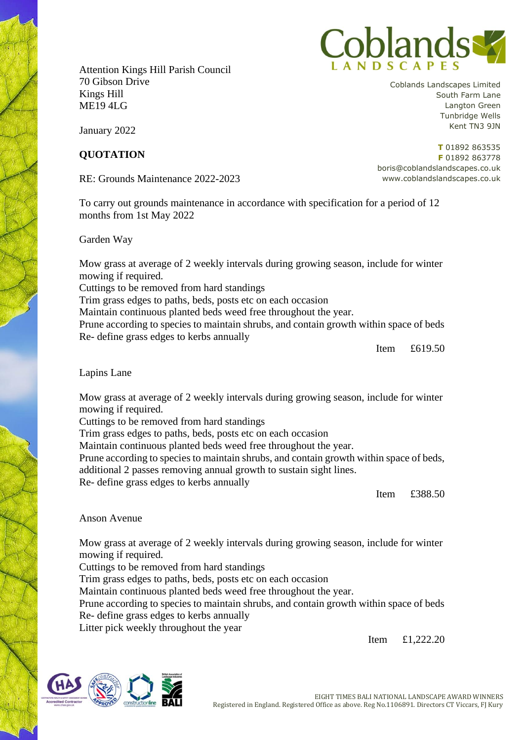Attention Kings Hill Parish Council
70 Gibson Drive
Kings Hill
ME19 4LG

Coblands Landscapes Limited
South Farm Lane
Langton Green
Tunbridge Wells
Kent TN3 9JN

**T** 01892 863535
**F** 01892 863778
boris@coblandslandscapes.co.uk
www.coblandslandscapes.co.uk

January 2022

**QUOTATION**

RE: Grounds Maintenance 2022-2023

To carry out grounds maintenance in accordance with specification for a period of 12 months from 1st May 2022

Garden Way

Mow grass at average of 2 weekly intervals during growing season, include for winter mowing if required.
Cuttings to be removed from hard standings
Trim grass edges to paths, beds, posts etc on each occasion
Maintain continuous planted beds weed free throughout the year.
Prune according to species to maintain shrubs, and contain growth within space of beds
Re- define grass edges to kerbs annually

Item £619.50

Lapins Lane

Mow grass at average of 2 weekly intervals during growing season, include for winter mowing if required.
Cuttings to be removed from hard standings
Trim grass edges to paths, beds, posts etc on each occasion
Maintain continuous planted beds weed free throughout the year.
Prune according to species to maintain shrubs, and contain growth within space of beds, additional 2 passes removing annual growth to sustain sight lines.
Re- define grass edges to kerbs annually

Item £388.50

Anson Avenue

Mow grass at average of 2 weekly intervals during growing season, include for winter mowing if required.
Cuttings to be removed from hard standings
Trim grass edges to paths, beds, posts etc on each occasion
Maintain continuous planted beds weed free throughout the year.
Prune according to species to maintain shrubs, and contain growth within space of beds
Re- define grass edges to kerbs annually
Litter pick weekly throughout the year

Item £1,222.20

EIGHT TIMES BALI NATIONAL LANDSCAPE AWARD WINNERS
Registered in England. Registered Office as above. Reg No.1106891. Directors CT Viccars, FJ Kury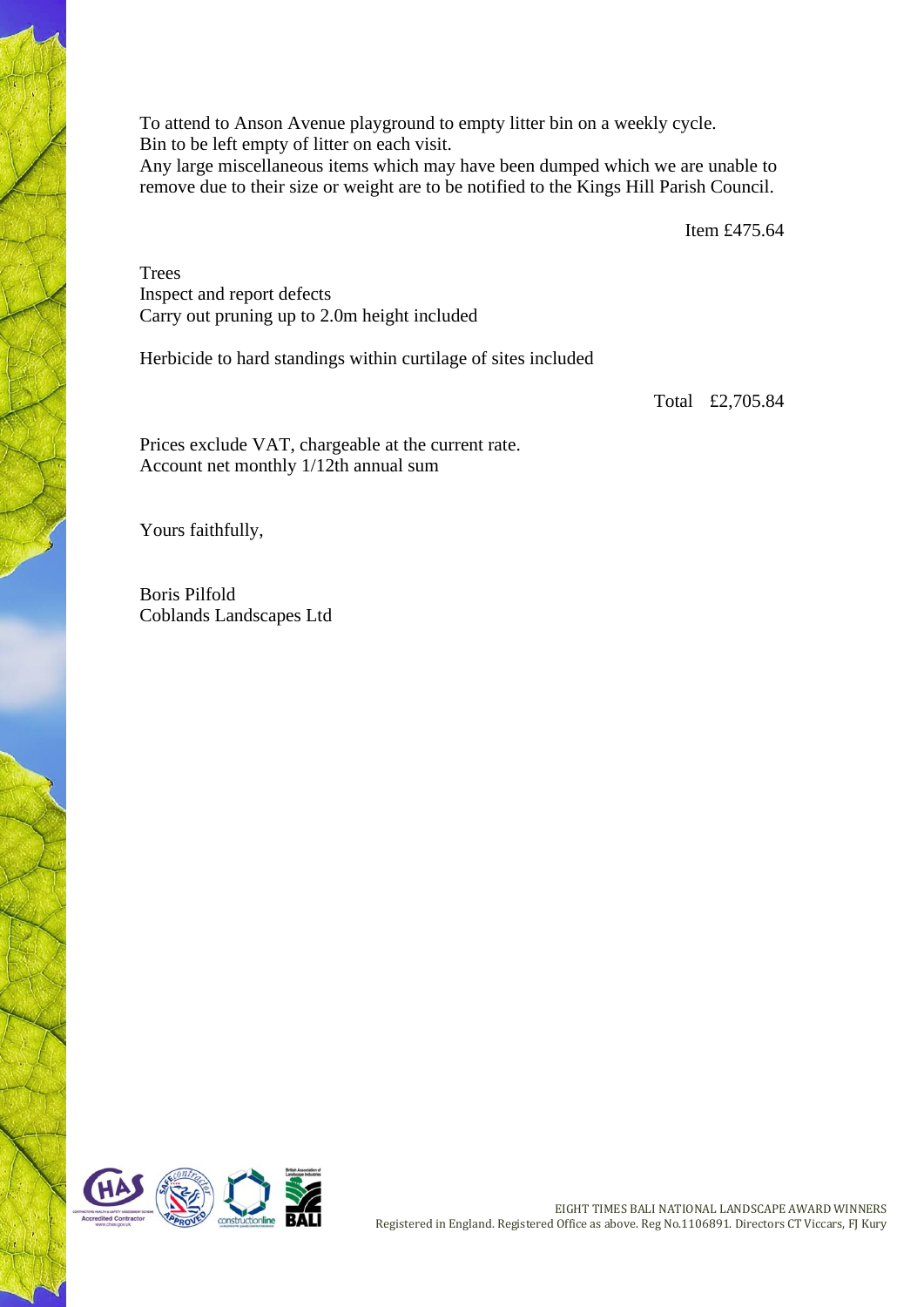To attend to Anson Avenue playground to empty litter bin on a weekly cycle.
Bin to be left empty of litter on each visit.
Any large miscellaneous items which may have been dumped which we are unable to remove due to their size or weight are to be notified to the Kings Hill Parish Council.

Item £475.64

Trees
Inspect and report defects
Carry out pruning up to 2.0m height included

Herbicide to hard standings within curtilage of sites included

Total £2,705.84

Prices exclude VAT, chargeable at the current rate.
Account net monthly 1/12th annual sum

Yours faithfully,

Boris Pilfold
Coblands Landscapes Ltd

EIGHT TIMES BALI NATIONAL LANDSCAPE AWARD WINNERS
Registered in England. Registered Office as above. Reg No.1106891. Directors CT Viccars, FJ Kury